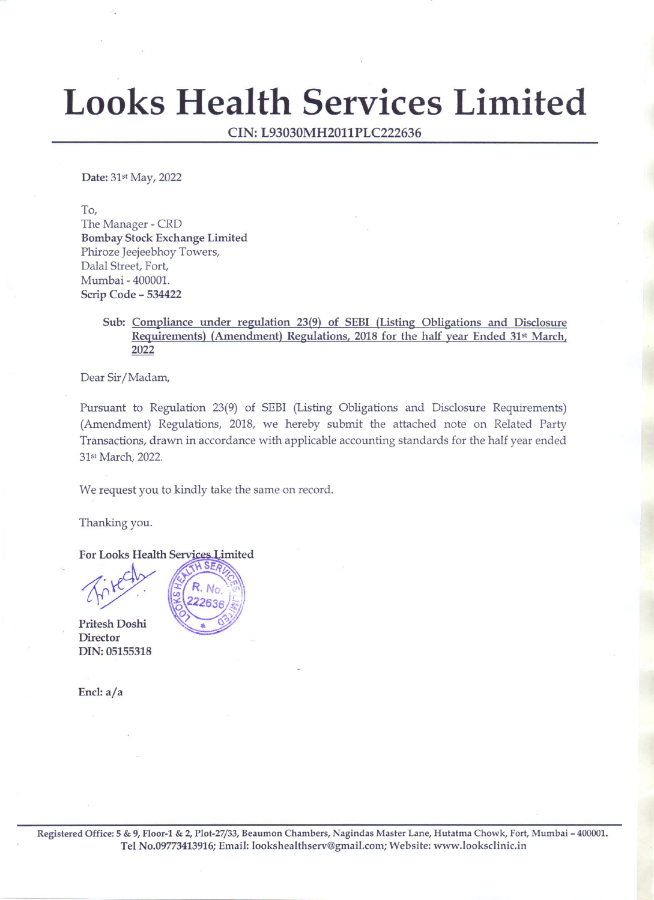# Looks Health Services Limited

**CIN: L93030MH2011PLC222636**

**Date:** 31st May, 2022

To,
The Manager - CRD
**Bombay Stock Exchange Limited**
Phiroze Jeejeebhoy Towers,
Dalal Street, Fort,
Mumbai - 400001.
**Scrip Code – 534422**

Sub: Compliance under regulation 23(9) of SEBI (Listing Obligations and Disclosure Requirements) (Amendment) Regulations, 2018 for the half year Ended 31st March, 2022

Dear Sir/Madam,

Pursuant to Regulation 23(9) of SEBI (Listing Obligations and Disclosure Requirements) (Amendment) Regulations, 2018, we hereby submit the attached note on Related Party Transactions, drawn in accordance with applicable accounting standards for the half year ended 31st March, 2022.

We request you to kindly take the same on record.

Thanking you.

**For Looks Health Services Limited**

**Pritesh Doshi**
**Director**
**DIN: 05155318**

**Encl: a/a**

Registered Office: 5 & 9, Floor-1 & 2, Plot-27/33, Beaumon Chambers, Nagindas Master Lane, Hutatma Chowk, Fort, Mumbai – 400001.
Tel No.09773413916; Email: lookshealthserv@gmail.com; Website: www.looksclinic.in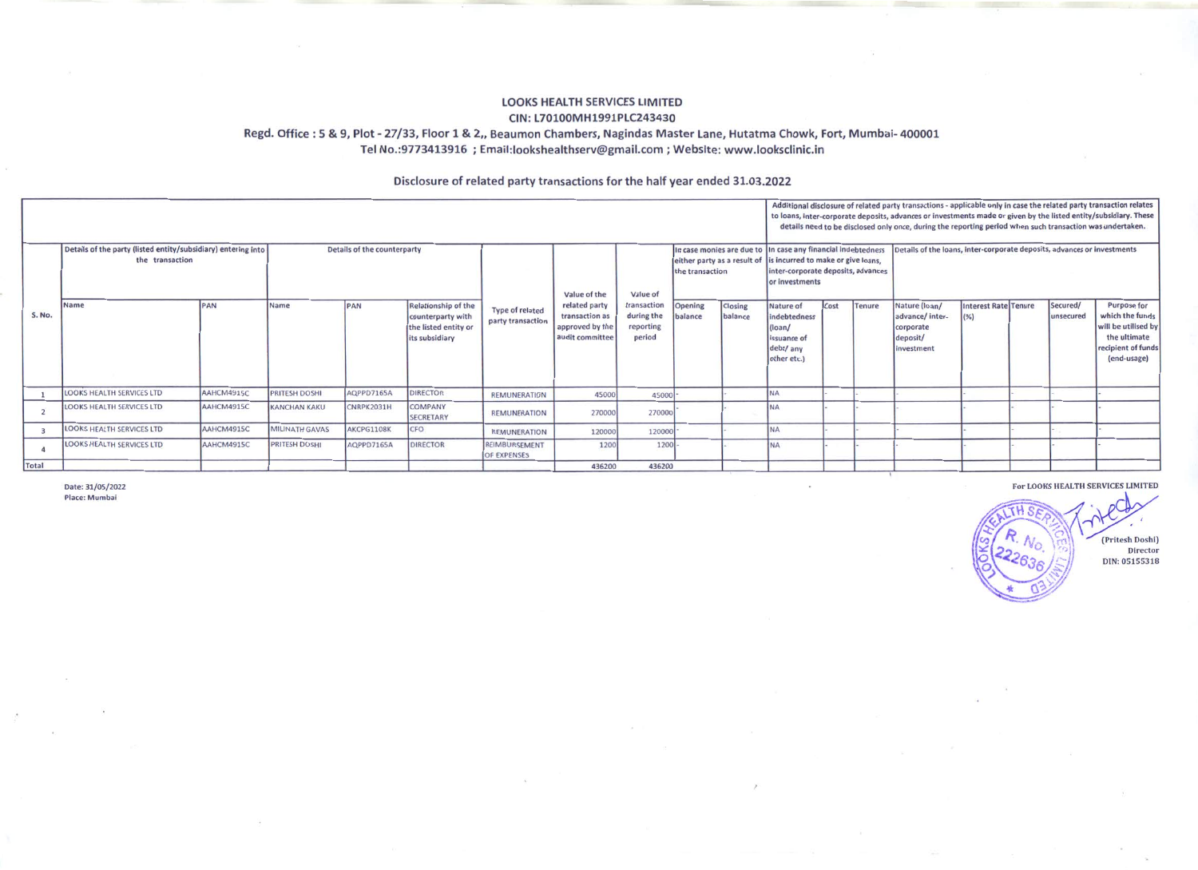**LOOKS HEALTH SERVICES LIMITED**
**CIN: L70100MH1991PLC243430**
**Regd. Office : 5 & 9, Plot - 27/33, Floor 1 & 2,, Beaumon Chambers, Nagindas Master Lane, Hutatma Chowk, Fort, Mumbai- 400001**
**Tel No.:9773413916 ; Email:lookshealthserv@gmail.com ; Website: www.looksclinic.in**

**Disclosure of related party transactions for the half year ended 31.03.2022**

| | | | | | | | | | | | | | | | | | | | |
|---|---|---|---|---|---|---|---|---|---|---|---|---|---|---|---|---|---|---|---|
| | | | | | | | | | | | Additional disclosure of related party transactions - applicable only in case the related party transaction relates to loans, inter-corporate deposits, advances or investments made or given by the listed entity/subsidiary. These details need to be disclosed only once, during the reporting period when such transaction was undertaken. | | | | | | | | |
| S. No. | Details of the party (listed entity/subsidiary) entering into the transaction | | Details of the counterparty | | | Type of related party transaction | Value of the related party transaction as approved by the audit committee | Value of transaction during the reporting period | In case monies are due to either party as a result of the transaction | | In case any financial indebtedness is incurred to make or give loans, inter-corporate deposits, advances or investments | | | Details of the loans, inter-corporate deposits, advances or investments | | | | | |
| | Name | PAN | Name | PAN | Relationship of the counterparty with the listed entity or its subsidiary | | | | Opening balance | Closing balance | Nature of indebtedness (loan/ issuance of debt/ any other etc.) | Cost | Tenure | Nature (loan/ advance/ inter-corporate deposit/ investment | Interest Rate (%) | Tenure | Secured/ unsecured | Purpose for which the funds will be utilised by the ultimate recipient of funds (end-usage) |
| 1 | LOOKS HEALTH SERVICES LTD | AAHCM4915C | PRITESH DOSHI | AQPPD7165A | DIRECTOR | REMUNERATION | 45000 | 45000 | - | - | NA | - | - | - | - | - | - | - |
| 2 | LOOKS HEALTH SERVICES LTD | AAHCM4915C | KANCHAN KAKU | CNRPK2031H | COMPANY SECRETARY | REMUNERATION | 270000 | 270000 | - | - | NA | - | - | - | - | - | - | - |
| 3 | LOOKS HEALTH SERVICES LTD | AAHCM4915C | MILINATH GAVAS | AKCPG1108K | CFO | REMUNERATION | 120000 | 120000 | - | - | NA | - | - | - | - | - | - | - |
| 4 | LOOKS HEALTH SERVICES LTD | AAHCM4915C | PRITESH DOSHI | AQPPD7165A | DIRECTOR | REIMBURSEMENT OF EXPENSES | 1200 | 1200 | - | - | NA | - | - | - | - | - | - | - |
| Total | | | | | | | 436200 | 436200 | | | | | | | | | | |

Date: 31/05/2022
Place: Mumbai

For LOOKS HEALTH SERVICES LIMITED

(Pritesh Doshi)
Director
DIN: 05155318